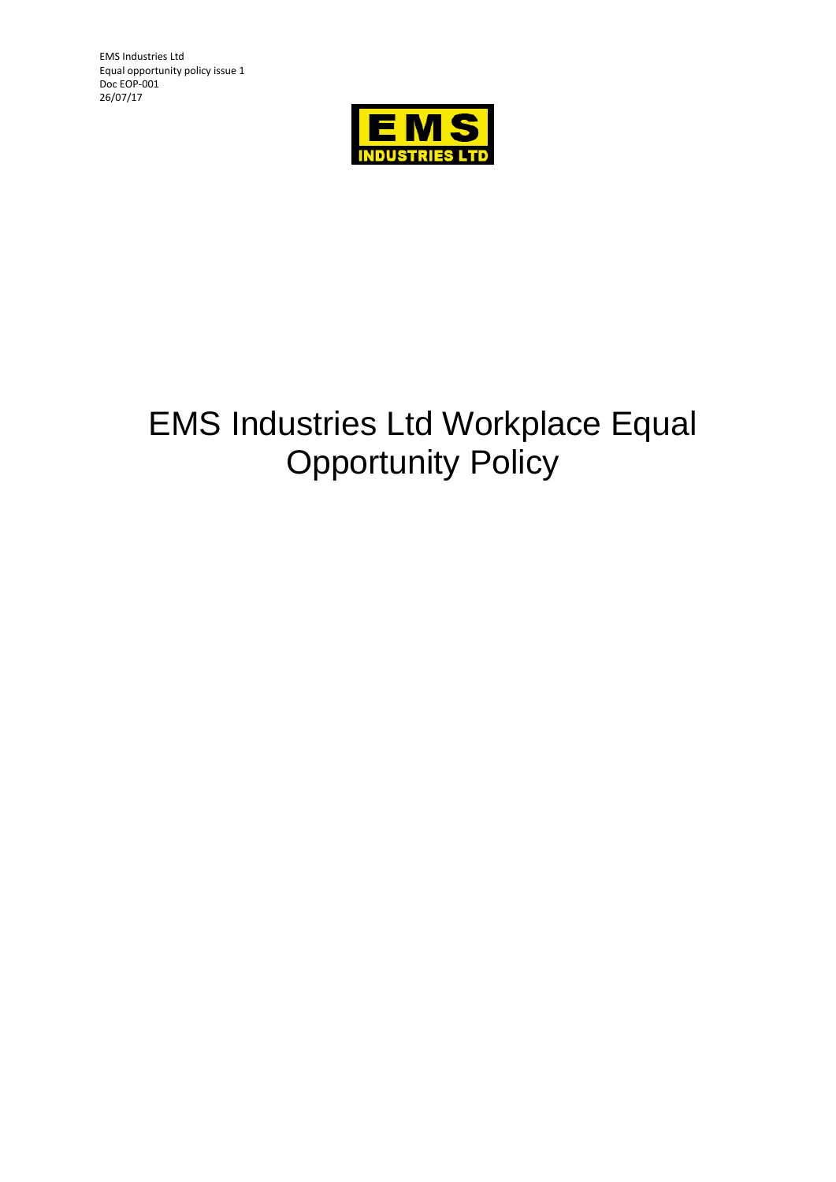EMS Industries Ltd
Equal opportunity policy issue 1
Doc EOP-001
26/07/17

EMS INDUSTRIES LTD

# EMS Industries Ltd Workplace Equal Opportunity Policy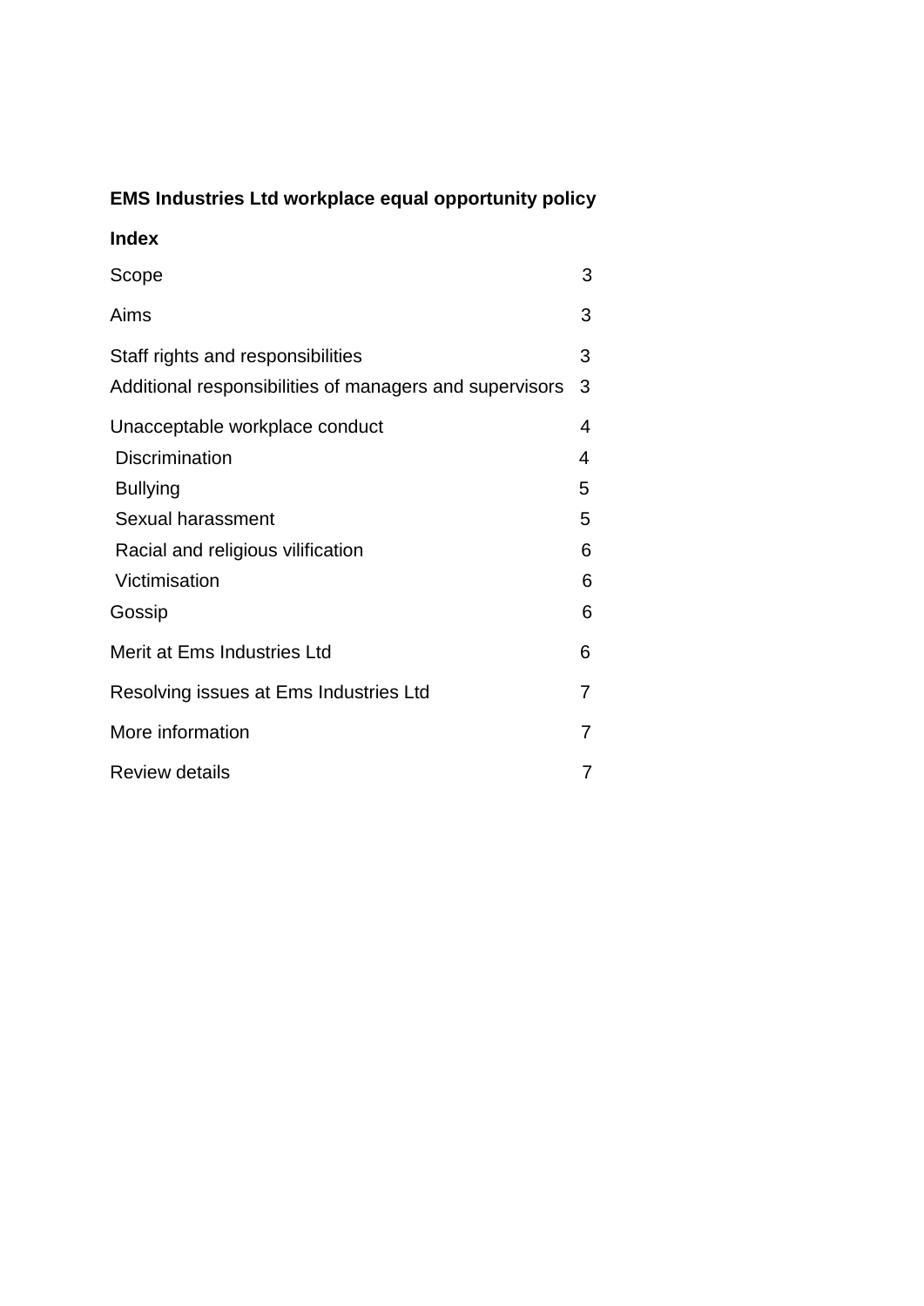**EMS Industries Ltd workplace equal opportunity policy**

**Index**

| | |
|---|---|
| Scope | 3 |
| Aims | 3 |
| Staff rights and responsibilities | 3 |
| Additional responsibilities of managers and supervisors | 3 |
| Unacceptable workplace conduct | 4 |
| Discrimination | 4 |
| Bullying | 5 |
| Sexual harassment | 5 |
| Racial and religious vilification | 6 |
| Victimisation | 6 |
| Gossip | 6 |
| Merit at Ems Industries Ltd | 6 |
| Resolving issues at Ems Industries Ltd | 7 |
| More information | 7 |
| Review details | 7 |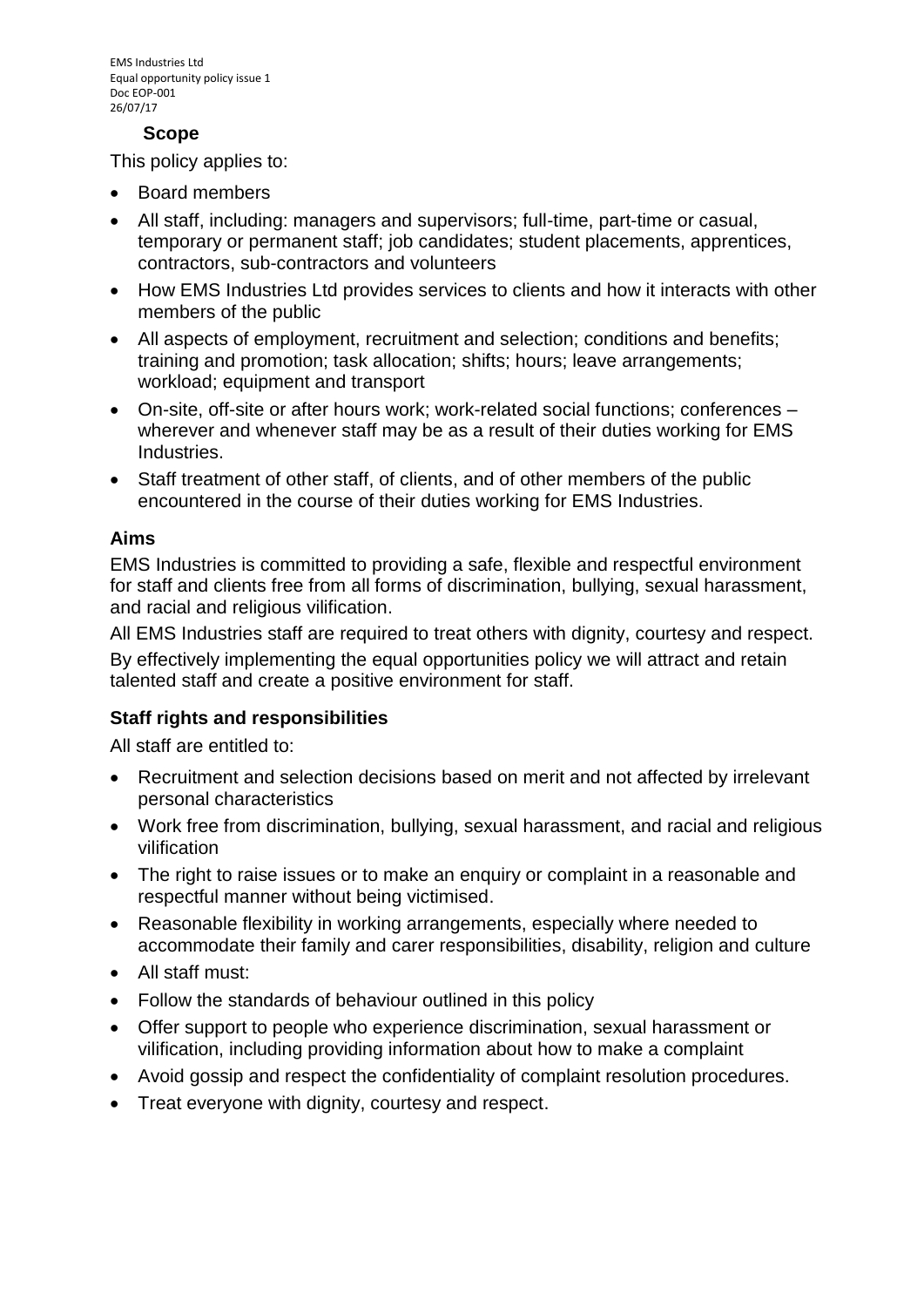## Scope

This policy applies to:

- Board members
- All staff, including: managers and supervisors; full-time, part-time or casual, temporary or permanent staff; job candidates; student placements, apprentices, contractors, sub-contractors and volunteers
- How EMS Industries Ltd provides services to clients and how it interacts with other members of the public
- All aspects of employment, recruitment and selection; conditions and benefits; training and promotion; task allocation; shifts; hours; leave arrangements; workload; equipment and transport
- On-site, off-site or after hours work; work-related social functions; conferences – wherever and whenever staff may be as a result of their duties working for EMS Industries.
- Staff treatment of other staff, of clients, and of other members of the public encountered in the course of their duties working for EMS Industries.

## Aims

EMS Industries is committed to providing a safe, flexible and respectful environment for staff and clients free from all forms of discrimination, bullying, sexual harassment, and racial and religious vilification.

All EMS Industries staff are required to treat others with dignity, courtesy and respect.

By effectively implementing the equal opportunities policy we will attract and retain talented staff and create a positive environment for staff.

## Staff rights and responsibilities

All staff are entitled to:

- Recruitment and selection decisions based on merit and not affected by irrelevant personal characteristics
- Work free from discrimination, bullying, sexual harassment, and racial and religious vilification
- The right to raise issues or to make an enquiry or complaint in a reasonable and respectful manner without being victimised.
- Reasonable flexibility in working arrangements, especially where needed to accommodate their family and carer responsibilities, disability, religion and culture
- All staff must:
- Follow the standards of behaviour outlined in this policy
- Offer support to people who experience discrimination, sexual harassment or vilification, including providing information about how to make a complaint
- Avoid gossip and respect the confidentiality of complaint resolution procedures.
- Treat everyone with dignity, courtesy and respect.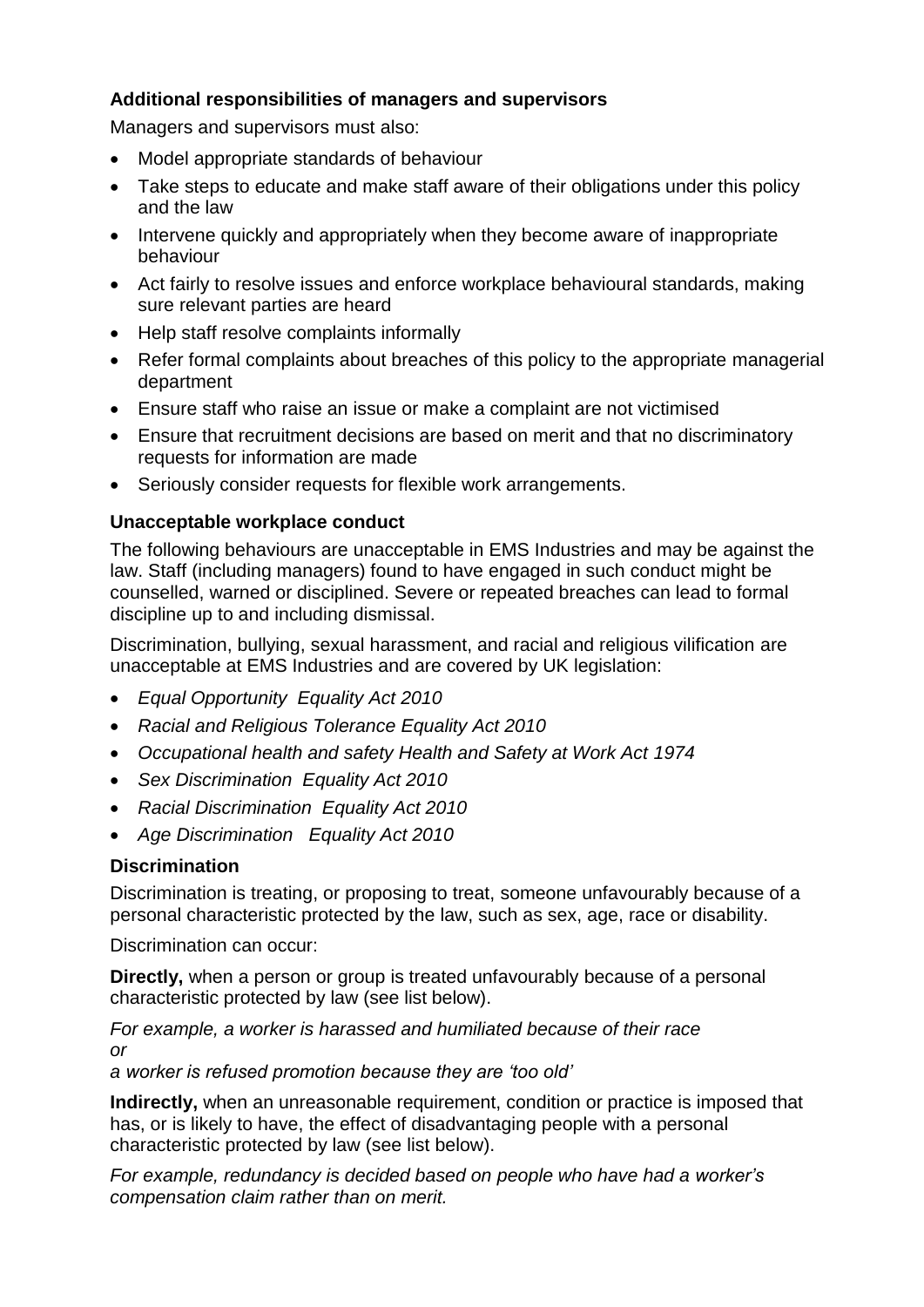### Additional responsibilities of managers and supervisors

Managers and supervisors must also:

- Model appropriate standards of behaviour
- Take steps to educate and make staff aware of their obligations under this policy and the law
- Intervene quickly and appropriately when they become aware of inappropriate behaviour
- Act fairly to resolve issues and enforce workplace behavioural standards, making sure relevant parties are heard
- Help staff resolve complaints informally
- Refer formal complaints about breaches of this policy to the appropriate managerial department
- Ensure staff who raise an issue or make a complaint are not victimised
- Ensure that recruitment decisions are based on merit and that no discriminatory requests for information are made
- Seriously consider requests for flexible work arrangements.

### Unacceptable workplace conduct

The following behaviours are unacceptable in EMS Industries and may be against the law. Staff (including managers) found to have engaged in such conduct might be counselled, warned or disciplined. Severe or repeated breaches can lead to formal discipline up to and including dismissal.

Discrimination, bullying, sexual harassment, and racial and religious vilification are unacceptable at EMS Industries and are covered by UK legislation:

- *Equal Opportunity  Equality Act 2010*
- *Racial and Religious Tolerance Equality Act 2010*
- *Occupational health and safety Health and Safety at Work Act 1974*
- *Sex Discrimination  Equality Act 2010*
- *Racial Discrimination  Equality Act 2010*
- *Age Discrimination   Equality Act 2010*

### Discrimination

Discrimination is treating, or proposing to treat, someone unfavourably because of a personal characteristic protected by the law, such as sex, age, race or disability.

Discrimination can occur:

**Directly,** when a person or group is treated unfavourably because of a personal characteristic protected by law (see list below).

*For example, a worker is harassed and humiliated because of their race*
*or*
*a worker is refused promotion because they are 'too old'*

**Indirectly,** when an unreasonable requirement, condition or practice is imposed that has, or is likely to have, the effect of disadvantaging people with a personal characteristic protected by law (see list below).

*For example, redundancy is decided based on people who have had a worker's compensation claim rather than on merit.*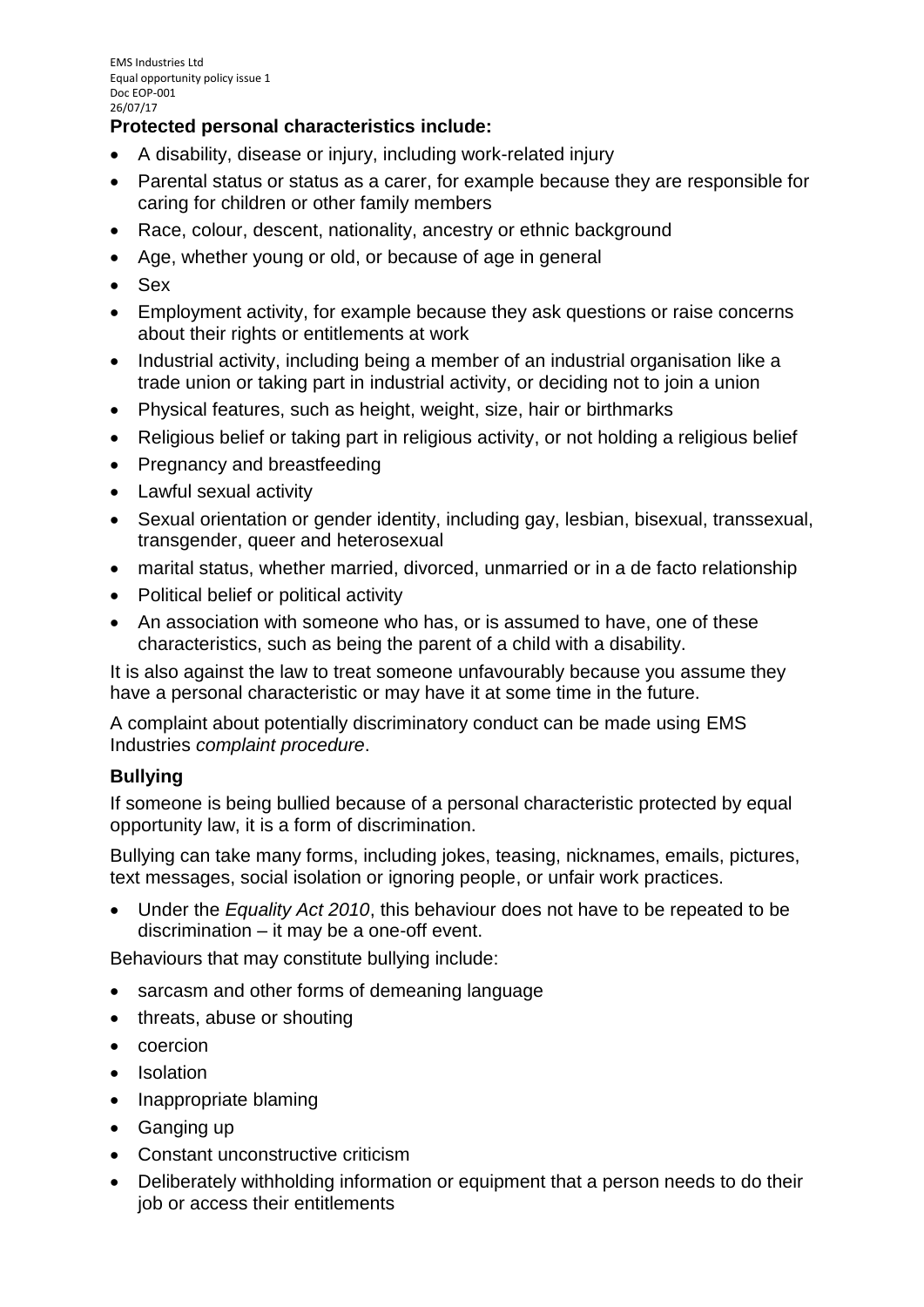**Protected personal characteristics include:**

- A disability, disease or injury, including work-related injury
- Parental status or status as a carer, for example because they are responsible for caring for children or other family members
- Race, colour, descent, nationality, ancestry or ethnic background
- Age, whether young or old, or because of age in general
- Sex
- Employment activity, for example because they ask questions or raise concerns about their rights or entitlements at work
- Industrial activity, including being a member of an industrial organisation like a trade union or taking part in industrial activity, or deciding not to join a union
- Physical features, such as height, weight, size, hair or birthmarks
- Religious belief or taking part in religious activity, or not holding a religious belief
- Pregnancy and breastfeeding
- Lawful sexual activity
- Sexual orientation or gender identity, including gay, lesbian, bisexual, transsexual, transgender, queer and heterosexual
- marital status, whether married, divorced, unmarried or in a de facto relationship
- Political belief or political activity
- An association with someone who has, or is assumed to have, one of these characteristics, such as being the parent of a child with a disability.

It is also against the law to treat someone unfavourably because you assume they have a personal characteristic or may have it at some time in the future.

A complaint about potentially discriminatory conduct can be made using EMS Industries *complaint procedure*.

## Bullying

If someone is being bullied because of a personal characteristic protected by equal opportunity law, it is a form of discrimination.

Bullying can take many forms, including jokes, teasing, nicknames, emails, pictures, text messages, social isolation or ignoring people, or unfair work practices.

- Under the *Equality Act 2010*, this behaviour does not have to be repeated to be discrimination – it may be a one-off event.

Behaviours that may constitute bullying include:

- sarcasm and other forms of demeaning language
- threats, abuse or shouting
- coercion
- Isolation
- Inappropriate blaming
- Ganging up
- Constant unconstructive criticism
- Deliberately withholding information or equipment that a person needs to do their job or access their entitlements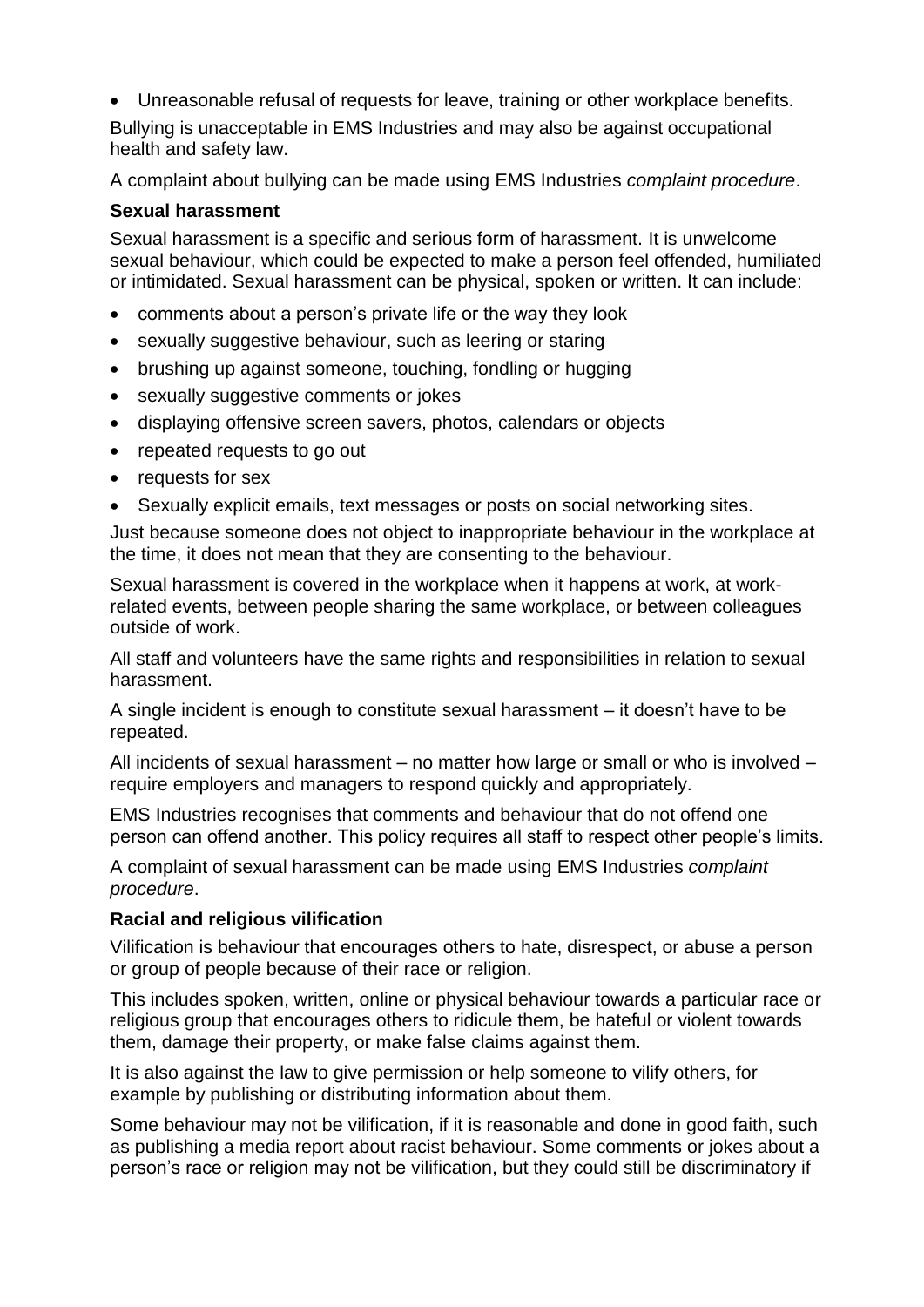- Unreasonable refusal of requests for leave, training or other workplace benefits.

Bullying is unacceptable in EMS Industries and may also be against occupational health and safety law.

A complaint about bullying can be made using EMS Industries *complaint procedure*.

**Sexual harassment**

Sexual harassment is a specific and serious form of harassment. It is unwelcome sexual behaviour, which could be expected to make a person feel offended, humiliated or intimidated. Sexual harassment can be physical, spoken or written. It can include:

- comments about a person's private life or the way they look
- sexually suggestive behaviour, such as leering or staring
- brushing up against someone, touching, fondling or hugging
- sexually suggestive comments or jokes
- displaying offensive screen savers, photos, calendars or objects
- repeated requests to go out
- requests for sex
- Sexually explicit emails, text messages or posts on social networking sites.

Just because someone does not object to inappropriate behaviour in the workplace at the time, it does not mean that they are consenting to the behaviour.

Sexual harassment is covered in the workplace when it happens at work, at work-related events, between people sharing the same workplace, or between colleagues outside of work.

All staff and volunteers have the same rights and responsibilities in relation to sexual harassment.

A single incident is enough to constitute sexual harassment – it doesn't have to be repeated.

All incidents of sexual harassment – no matter how large or small or who is involved – require employers and managers to respond quickly and appropriately.

EMS Industries recognises that comments and behaviour that do not offend one person can offend another. This policy requires all staff to respect other people's limits.

A complaint of sexual harassment can be made using EMS Industries *complaint procedure*.

**Racial and religious vilification**

Vilification is behaviour that encourages others to hate, disrespect, or abuse a person or group of people because of their race or religion.

This includes spoken, written, online or physical behaviour towards a particular race or religious group that encourages others to ridicule them, be hateful or violent towards them, damage their property, or make false claims against them.

It is also against the law to give permission or help someone to vilify others, for example by publishing or distributing information about them.

Some behaviour may not be vilification, if it is reasonable and done in good faith, such as publishing a media report about racist behaviour. Some comments or jokes about a person's race or religion may not be vilification, but they could still be discriminatory if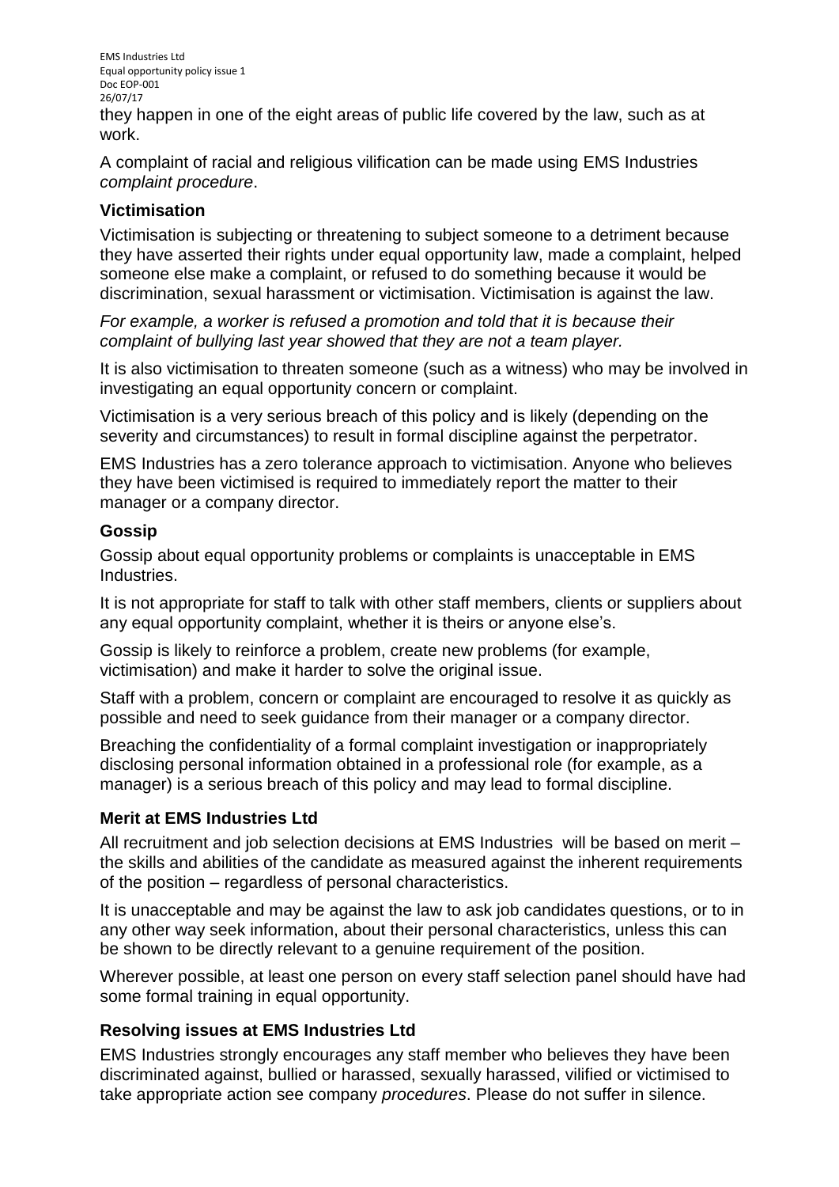they happen in one of the eight areas of public life covered by the law, such as at work.

A complaint of racial and religious vilification can be made using EMS Industries *complaint procedure*.

### Victimisation

Victimisation is subjecting or threatening to subject someone to a detriment because they have asserted their rights under equal opportunity law, made a complaint, helped someone else make a complaint, or refused to do something because it would be discrimination, sexual harassment or victimisation. Victimisation is against the law.

*For example, a worker is refused a promotion and told that it is because their complaint of bullying last year showed that they are not a team player.*

It is also victimisation to threaten someone (such as a witness) who may be involved in investigating an equal opportunity concern or complaint.

Victimisation is a very serious breach of this policy and is likely (depending on the severity and circumstances) to result in formal discipline against the perpetrator.

EMS Industries has a zero tolerance approach to victimisation. Anyone who believes they have been victimised is required to immediately report the matter to their manager or a company director.

### Gossip

Gossip about equal opportunity problems or complaints is unacceptable in EMS Industries.

It is not appropriate for staff to talk with other staff members, clients or suppliers about any equal opportunity complaint, whether it is theirs or anyone else's.

Gossip is likely to reinforce a problem, create new problems (for example, victimisation) and make it harder to solve the original issue.

Staff with a problem, concern or complaint are encouraged to resolve it as quickly as possible and need to seek guidance from their manager or a company director.

Breaching the confidentiality of a formal complaint investigation or inappropriately disclosing personal information obtained in a professional role (for example, as a manager) is a serious breach of this policy and may lead to formal discipline.

### Merit at EMS Industries Ltd

All recruitment and job selection decisions at EMS Industries will be based on merit – the skills and abilities of the candidate as measured against the inherent requirements of the position – regardless of personal characteristics.

It is unacceptable and may be against the law to ask job candidates questions, or to in any other way seek information, about their personal characteristics, unless this can be shown to be directly relevant to a genuine requirement of the position.

Wherever possible, at least one person on every staff selection panel should have had some formal training in equal opportunity.

### Resolving issues at EMS Industries Ltd

EMS Industries strongly encourages any staff member who believes they have been discriminated against, bullied or harassed, sexually harassed, vilified or victimised to take appropriate action see company *procedures*. Please do not suffer in silence.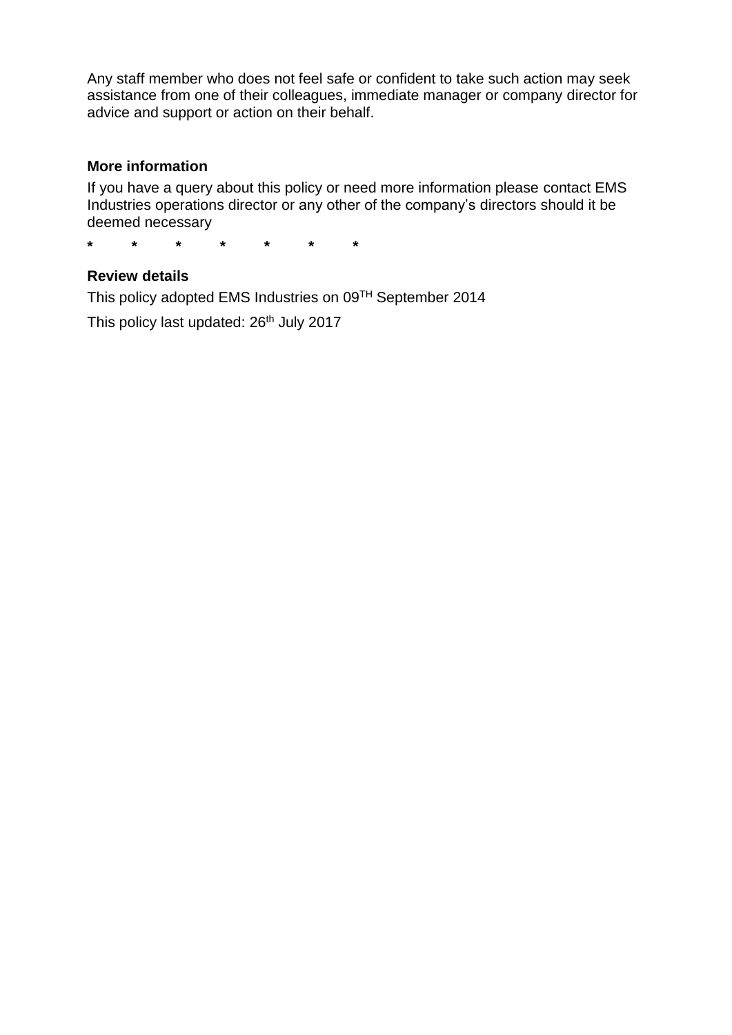Any staff member who does not feel safe or confident to take such action may seek assistance from one of their colleagues, immediate manager or company director for advice and support or action on their behalf.

### More information

If you have a query about this policy or need more information please contact EMS Industries operations director or any other of the company's directors should it be deemed necessary

**\*        \*        \*        \*        \*        \*        \***

### Review details

This policy adopted EMS Industries on 09TH September 2014

This policy last updated: 26th July 2017